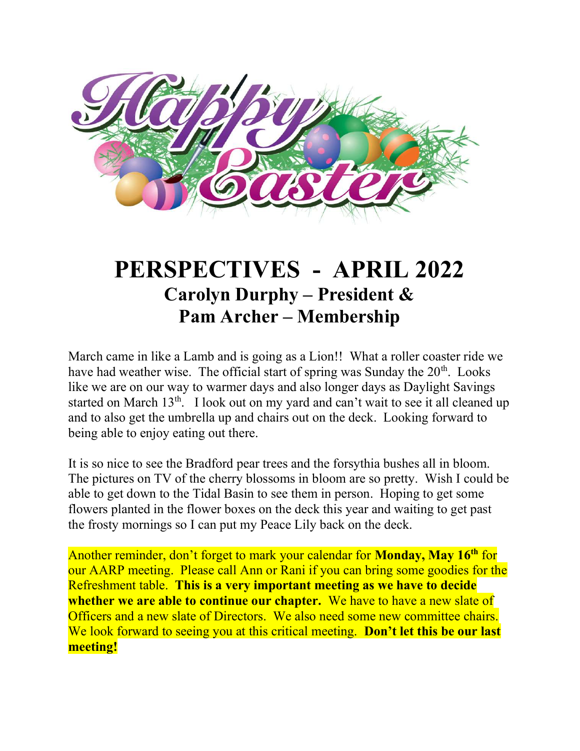# PERSPECTIVES - APRIL 2022

## Carolyn Durphy – President & Pam Archer – Membership

March came in like a Lamb and is going as a Lion!! What a roller coaster ride we have had weather wise. The official start of spring was Sunday the 20th. Looks like we are on our way to warmer days and also longer days as Daylight Savings started on March 13th. I look out on my yard and can't wait to see it all cleaned up and to also get the umbrella up and chairs out on the deck. Looking forward to being able to enjoy eating out there.

It is so nice to see the Bradford pear trees and the forsythia bushes all in bloom. The pictures on TV of the cherry blossoms in bloom are so pretty. Wish I could be able to get down to the Tidal Basin to see them in person. Hoping to get some flowers planted in the flower boxes on the deck this year and waiting to get past the frosty mornings so I can put my Peace Lily back on the deck.

Another reminder, don't forget to mark your calendar for **Monday, May 16th** for our AARP meeting. Please call Ann or Rani if you can bring some goodies for the Refreshment table. **This is a very important meeting as we have to decide whether we are able to continue our chapter.** We have to have a new slate of Officers and a new slate of Directors. We also need some new committee chairs. We look forward to seeing you at this critical meeting. **Don't let this be our last meeting!**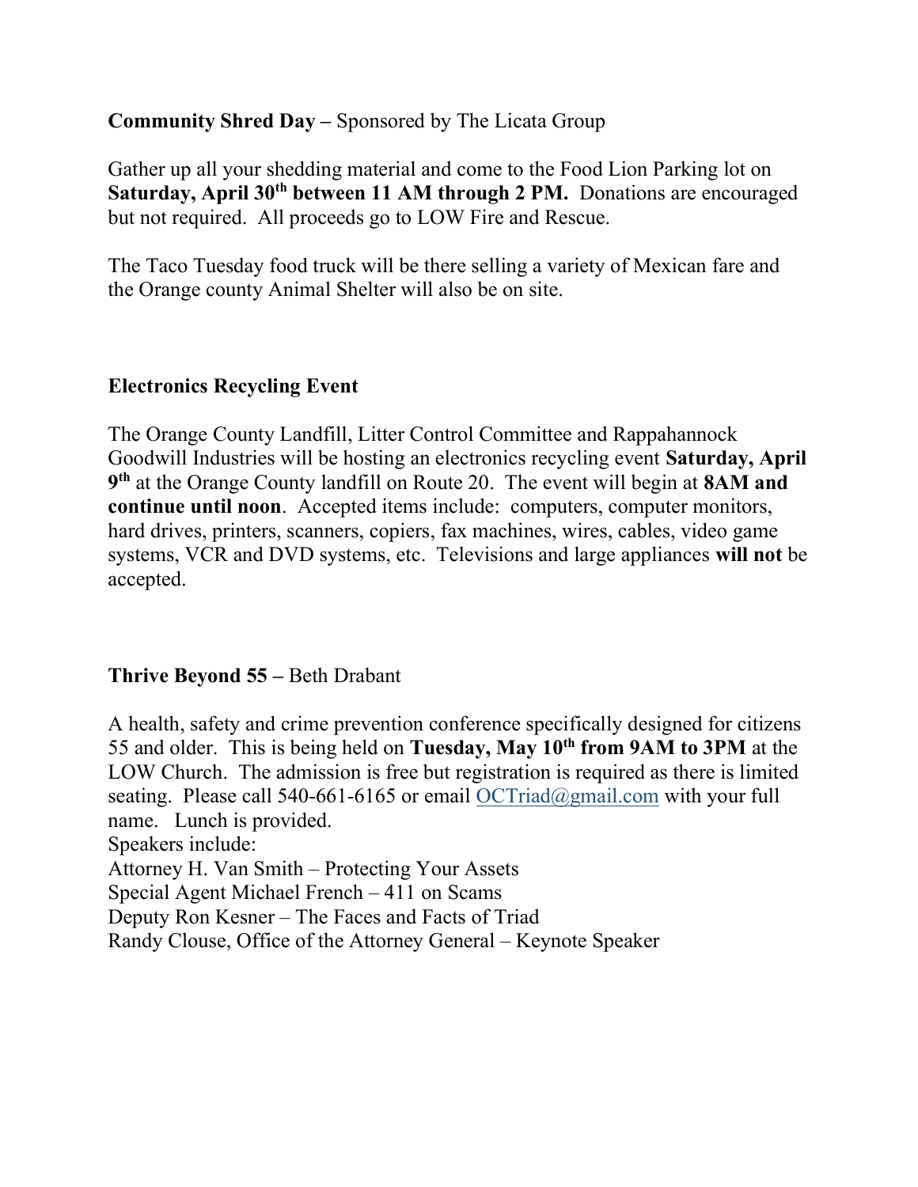**Community Shred Day –** Sponsored by The Licata Group

Gather up all your shedding material and come to the Food Lion Parking lot on **Saturday, April 30th between 11 AM through 2 PM.** Donations are encouraged but not required. All proceeds go to LOW Fire and Rescue.

The Taco Tuesday food truck will be there selling a variety of Mexican fare and the Orange county Animal Shelter will also be on site.

**Electronics Recycling Event**

The Orange County Landfill, Litter Control Committee and Rappahannock Goodwill Industries will be hosting an electronics recycling event **Saturday, April 9th** at the Orange County landfill on Route 20. The event will begin at **8AM and continue until noon**. Accepted items include: computers, computer monitors, hard drives, printers, scanners, copiers, fax machines, wires, cables, video game systems, VCR and DVD systems, etc. Televisions and large appliances **will not** be accepted.

**Thrive Beyond 55 –** Beth Drabant

A health, safety and crime prevention conference specifically designed for citizens 55 and older. This is being held on **Tuesday, May 10th from 9AM to 3PM** at the LOW Church. The admission is free but registration is required as there is limited seating. Please call 540-661-6165 or email OCTriad@gmail.com with your full name. Lunch is provided.

Speakers include:
Attorney H. Van Smith – Protecting Your Assets
Special Agent Michael French – 411 on Scams
Deputy Ron Kesner – The Faces and Facts of Triad
Randy Clouse, Office of the Attorney General – Keynote Speaker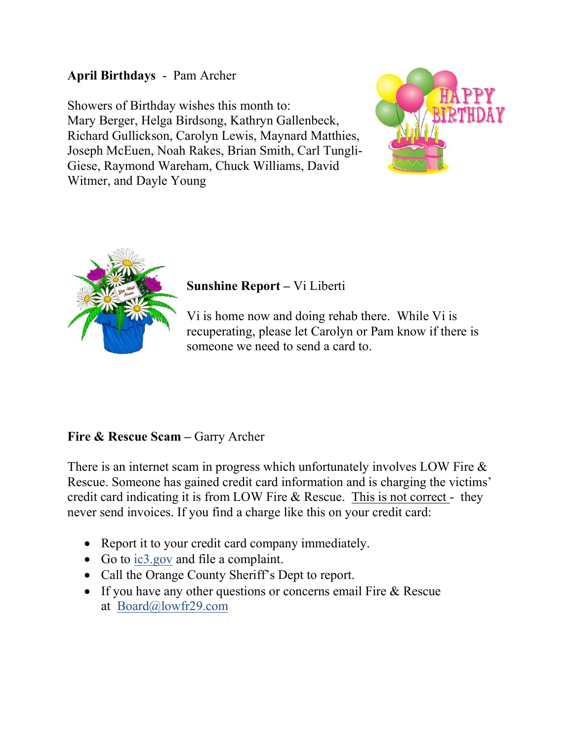**April Birthdays** - Pam Archer

Showers of Birthday wishes this month to:
Mary Berger, Helga Birdsong, Kathryn Gallenbeck, Richard Gullickson, Carolyn Lewis, Maynard Matthies, Joseph McEuen, Noah Rakes, Brian Smith, Carl Tungli-Giese, Raymond Wareham, Chuck Williams, David Witmer, and Dayle Young

**Sunshine Report** – Vi Liberti

Vi is home now and doing rehab there. While Vi is recuperating, please let Carolyn or Pam know if there is someone we need to send a card to.

**Fire & Rescue Scam** – Garry Archer

There is an internet scam in progress which unfortunately involves LOW Fire & Rescue. Someone has gained credit card information and is charging the victims' credit card indicating it is from LOW Fire & Rescue. This is not correct - they never send invoices. If you find a charge like this on your credit card:

- Report it to your credit card company immediately.
- Go to ic3.gov and file a complaint.
- Call the Orange County Sheriff's Dept to report.
- If you have any other questions or concerns email Fire & Rescue at Board@lowfr29.com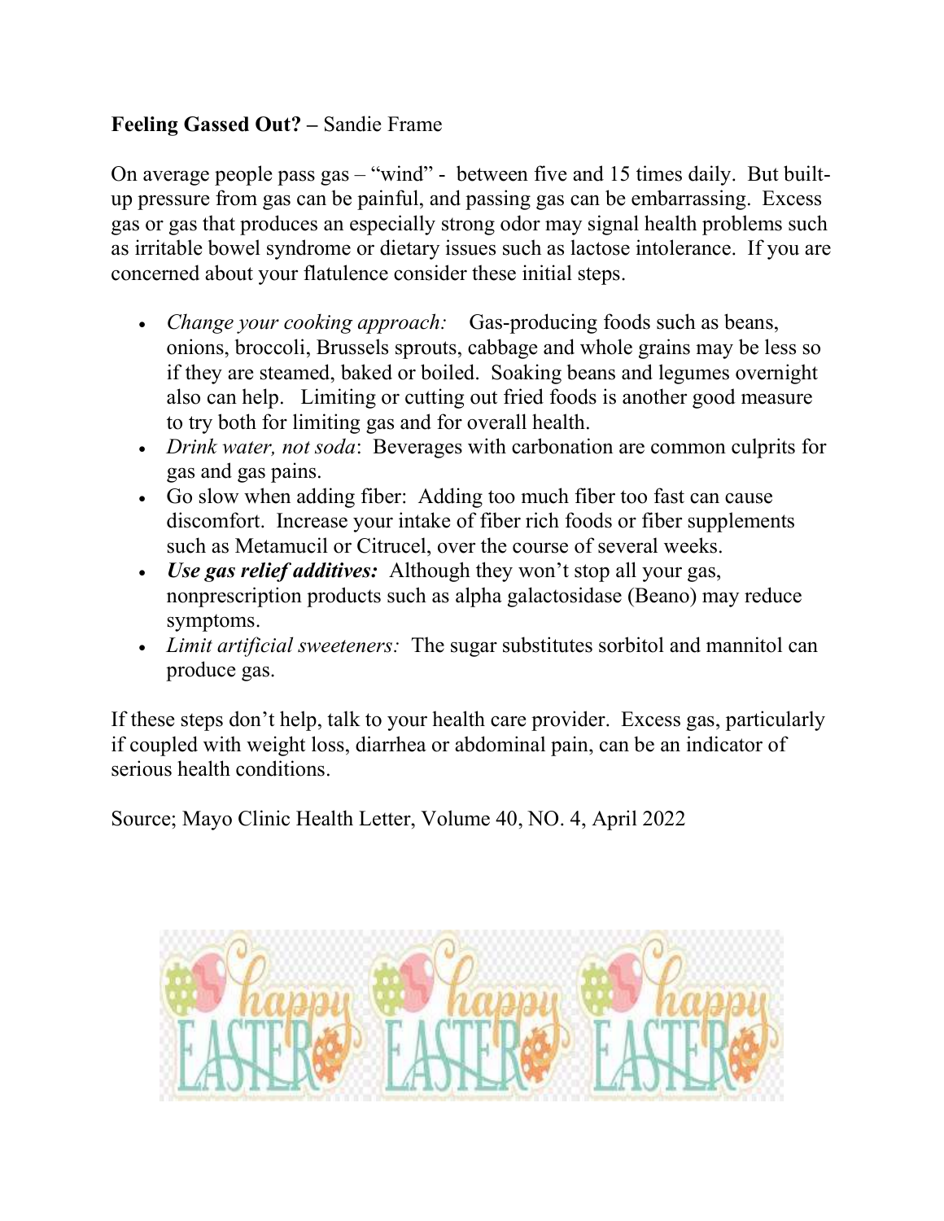**Feeling Gassed Out? –** Sandie Frame

On average people pass gas – "wind" - between five and 15 times daily. But built-up pressure from gas can be painful, and passing gas can be embarrassing. Excess gas or gas that produces an especially strong odor may signal health problems such as irritable bowel syndrome or dietary issues such as lactose intolerance. If you are concerned about your flatulence consider these initial steps.

- *Change your cooking approach:* Gas-producing foods such as beans, onions, broccoli, Brussels sprouts, cabbage and whole grains may be less so if they are steamed, baked or boiled. Soaking beans and legumes overnight also can help. Limiting or cutting out fried foods is another good measure to try both for limiting gas and for overall health.
- *Drink water, not soda*: Beverages with carbonation are common culprits for gas and gas pains.
- Go slow when adding fiber: Adding too much fiber too fast can cause discomfort. Increase your intake of fiber rich foods or fiber supplements such as Metamucil or Citrucel, over the course of several weeks.
- ***Use gas relief additives:*** Although they won't stop all your gas, nonprescription products such as alpha galactosidase (Beano) may reduce symptoms.
- *Limit artificial sweeteners:* The sugar substitutes sorbitol and mannitol can produce gas.

If these steps don't help, talk to your health care provider. Excess gas, particularly if coupled with weight loss, diarrhea or abdominal pain, can be an indicator of serious health conditions.

Source; Mayo Clinic Health Letter, Volume 40, NO. 4, April 2022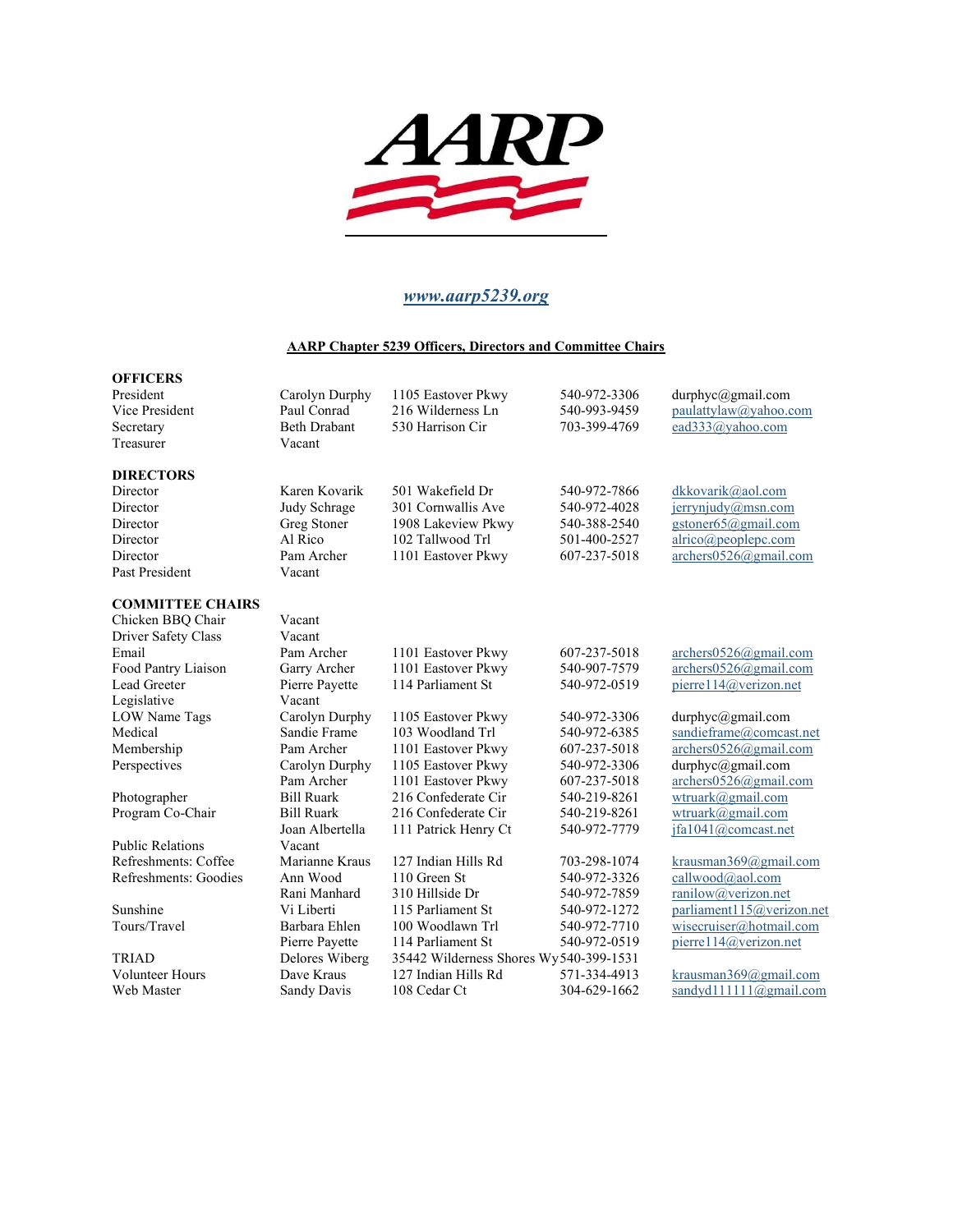# AARP

*www.aarp5239.org*

**AARP Chapter 5239 Officers, Directors and Committee Chairs**

| | | | | |
|---|---|---|---|---|
| **OFFICERS** | | | | |
| President | Carolyn Durphy | 1105 Eastover Pkwy | 540-972-3306 | durphyc@gmail.com |
| Vice President | Paul Conrad | 216 Wilderness Ln | 540-993-9459 | paulattylaw@yahoo.com |
| Secretary | Beth Drabant | 530 Harrison Cir | 703-399-4769 | ead333@yahoo.com |
| Treasurer | Vacant | | | |
| **DIRECTORS** | | | | |
| Director | Karen Kovarik | 501 Wakefield Dr | 540-972-7866 | dkkovarik@aol.com |
| Director | Judy Schrage | 301 Cornwallis Ave | 540-972-4028 | jerrynjudy@msn.com |
| Director | Greg Stoner | 1908 Lakeview Pkwy | 540-388-2540 | gstoner65@gmail.com |
| Director | Al Rico | 102 Tallwood Trl | 501-400-2527 | alrico@peoplepc.com |
| Director | Pam Archer | 1101 Eastover Pkwy | 607-237-5018 | archers0526@gmail.com |
| Past President | Vacant | | | |
| **COMMITTEE CHAIRS** | | | | |
| Chicken BBQ Chair | Vacant | | | |
| Driver Safety Class | Vacant | | | |
| Email | Pam Archer | 1101 Eastover Pkwy | 607-237-5018 | archers0526@gmail.com |
| Food Pantry Liaison | Garry Archer | 1101 Eastover Pkwy | 540-907-7579 | archers0526@gmail.com |
| Lead Greeter | Pierre Payette | 114 Parliament St | 540-972-0519 | pierre114@verizon.net |
| Legislative | Vacant | | | |
| LOW Name Tags | Carolyn Durphy | 1105 Eastover Pkwy | 540-972-3306 | durphyc@gmail.com |
| Medical | Sandie Frame | 103 Woodland Trl | 540-972-6385 | sandieframe@comcast.net |
| Membership | Pam Archer | 1101 Eastover Pkwy | 607-237-5018 | archers0526@gmail.com |
| Perspectives | Carolyn Durphy | 1105 Eastover Pkwy | 540-972-3306 | durphyc@gmail.com |
| | Pam Archer | 1101 Eastover Pkwy | 607-237-5018 | archers0526@gmail.com |
| Photographer | Bill Ruark | 216 Confederate Cir | 540-219-8261 | wtruark@gmail.com |
| Program Co-Chair | Bill Ruark | 216 Confederate Cir | 540-219-8261 | wtruark@gmail.com |
| | Joan Albertella | 111 Patrick Henry Ct | 540-972-7779 | jfa1041@comcast.net |
| Public Relations | Vacant | | | |
| Refreshments: Coffee | Marianne Kraus | 127 Indian Hills Rd | 703-298-1074 | krausman369@gmail.com |
| Refreshments: Goodies | Ann Wood | 110 Green St | 540-972-3326 | callwood@aol.com |
| | Rani Manhard | 310 Hillside Dr | 540-972-7859 | ranilow@verizon.net |
| Sunshine | Vi Liberti | 115 Parliament St | 540-972-1272 | parliament115@verizon.net |
| Tours/Travel | Barbara Ehlen | 100 Woodlawn Trl | 540-972-7710 | wisecruiser@hotmail.com |
| | Pierre Payette | 114 Parliament St | 540-972-0519 | pierre114@verizon.net |
| TRIAD | Delores Wiberg | 35442 Wilderness Shores Wy | 540-399-1531 | |
| Volunteer Hours | Dave Kraus | 127 Indian Hills Rd | 571-334-4913 | krausman369@gmail.com |
| Web Master | Sandy Davis | 108 Cedar Ct | 304-629-1662 | sandyd111111@gmail.com |